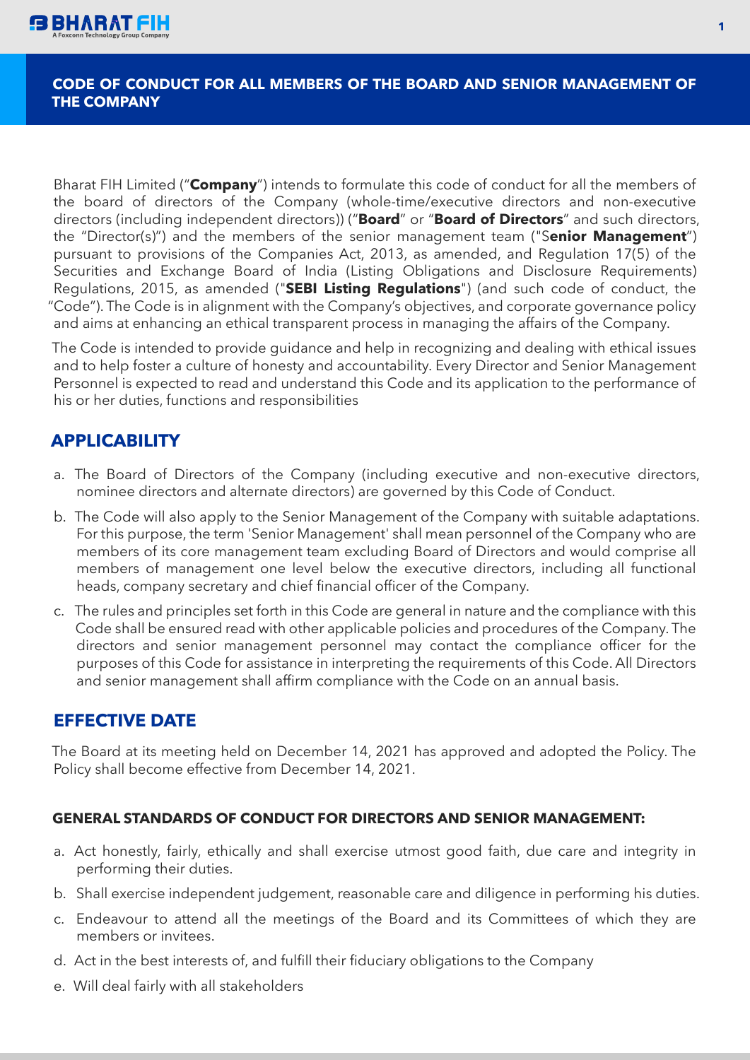# CODE OF CONDUCT FOR ALL MEMBERS OF THE BOARD AND SENIOR MANAGEMENT OF THE COMPANY

Bharat FIH Limited ("**Company**") intends to formulate this code of conduct for all the members of the board of directors of the Company (whole-time/executive directors and non-executive directors (including independent directors)) ("**Board**" or "**Board of Directors**" and such directors, the "Director(s)") and the members of the senior management team ("S**enior Management**") pursuant to provisions of the Companies Act, 2013, as amended, and Regulation 17(5) of the Securities and Exchange Board of India (Listing Obligations and Disclosure Requirements) Regulations, 2015, as amended ("**SEBI Listing Regulations**") (and such code of conduct, the "Code"). The Code is in alignment with the Company's objectives, and corporate governance policy and aims at enhancing an ethical transparent process in managing the affairs of the Company.

The Code is intended to provide guidance and help in recognizing and dealing with ethical issues and to help foster a culture of honesty and accountability. Every Director and Senior Management Personnel is expected to read and understand this Code and its application to the performance of his or her duties, functions and responsibilities

## APPLICABILITY

a. The Board of Directors of the Company (including executive and non-executive directors, nominee directors and alternate directors) are governed by this Code of Conduct.

b. The Code will also apply to the Senior Management of the Company with suitable adaptations. For this purpose, the term 'Senior Management' shall mean personnel of the Company who are members of its core management team excluding Board of Directors and would comprise all members of management one level below the executive directors, including all functional heads, company secretary and chief financial officer of the Company.

c. The rules and principles set forth in this Code are general in nature and the compliance with this Code shall be ensured read with other applicable policies and procedures of the Company. The directors and senior management personnel may contact the compliance officer for the purposes of this Code for assistance in interpreting the requirements of this Code. All Directors and senior management shall affirm compliance with the Code on an annual basis.

## EFFECTIVE DATE

The Board at its meeting held on December 14, 2021 has approved and adopted the Policy. The Policy shall become effective from December 14, 2021.

### GENERAL STANDARDS OF CONDUCT FOR DIRECTORS AND SENIOR MANAGEMENT:

a. Act honestly, fairly, ethically and shall exercise utmost good faith, due care and integrity in performing their duties.

b. Shall exercise independent judgement, reasonable care and diligence in performing his duties.

c. Endeavour to attend all the meetings of the Board and its Committees of which they are members or invitees.

d. Act in the best interests of, and fulfill their fiduciary obligations to the Company

e. Will deal fairly with all stakeholders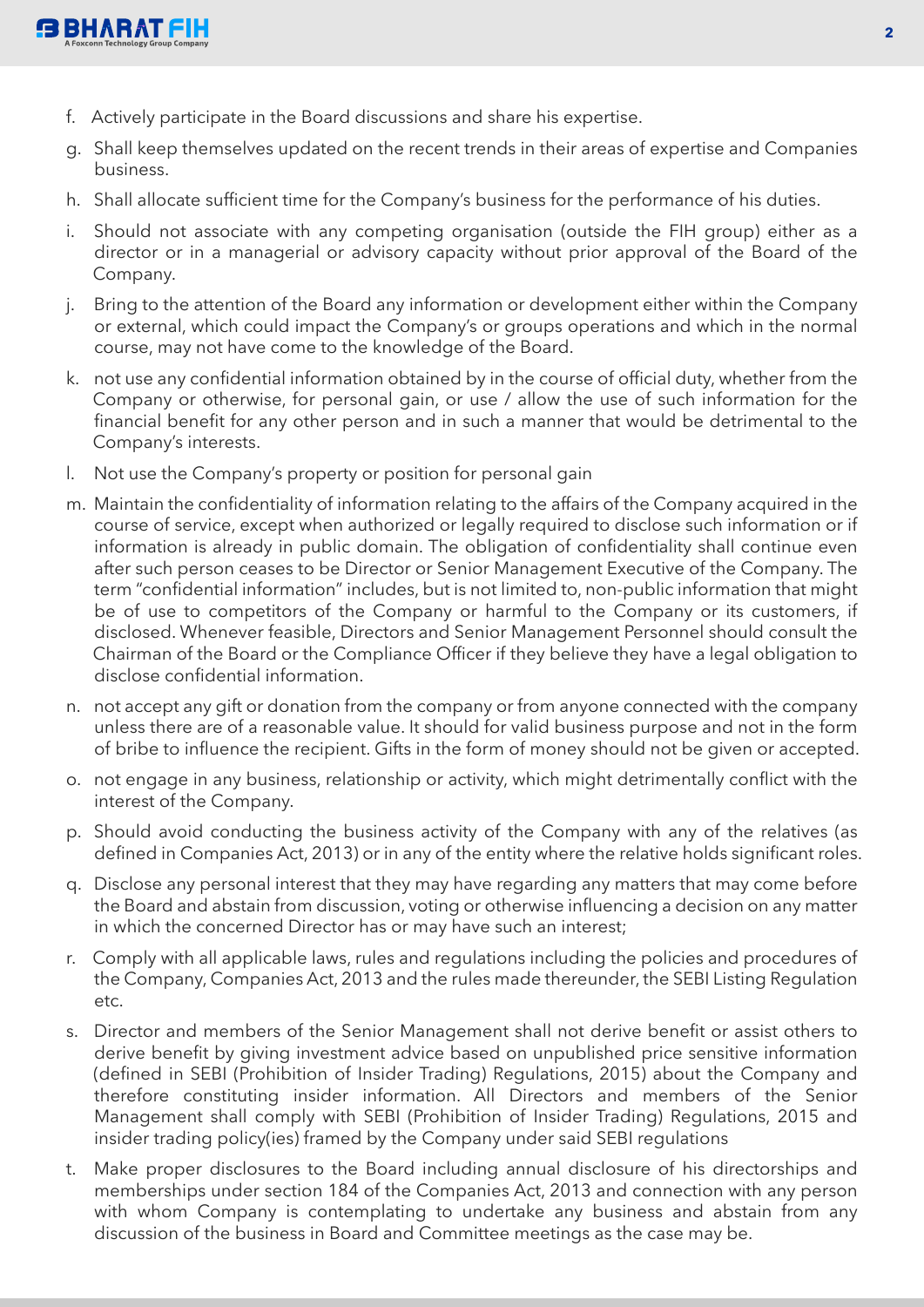f. Actively participate in the Board discussions and share his expertise.

g. Shall keep themselves updated on the recent trends in their areas of expertise and Companies business.

h. Shall allocate sufficient time for the Company's business for the performance of his duties.

i. Should not associate with any competing organisation (outside the FIH group) either as a director or in a managerial or advisory capacity without prior approval of the Board of the Company.

j. Bring to the attention of the Board any information or development either within the Company or external, which could impact the Company's or groups operations and which in the normal course, may not have come to the knowledge of the Board.

k. not use any confidential information obtained by in the course of official duty, whether from the Company or otherwise, for personal gain, or use / allow the use of such information for the financial benefit for any other person and in such a manner that would be detrimental to the Company's interests.

l. Not use the Company's property or position for personal gain

m. Maintain the confidentiality of information relating to the affairs of the Company acquired in the course of service, except when authorized or legally required to disclose such information or if information is already in public domain. The obligation of confidentiality shall continue even after such person ceases to be Director or Senior Management Executive of the Company. The term "confidential information" includes, but is not limited to, non-public information that might be of use to competitors of the Company or harmful to the Company or its customers, if disclosed. Whenever feasible, Directors and Senior Management Personnel should consult the Chairman of the Board or the Compliance Officer if they believe they have a legal obligation to disclose confidential information.

n. not accept any gift or donation from the company or from anyone connected with the company unless there are of a reasonable value. It should for valid business purpose and not in the form of bribe to influence the recipient. Gifts in the form of money should not be given or accepted.

o. not engage in any business, relationship or activity, which might detrimentally conflict with the interest of the Company.

p. Should avoid conducting the business activity of the Company with any of the relatives (as defined in Companies Act, 2013) or in any of the entity where the relative holds significant roles.

q. Disclose any personal interest that they may have regarding any matters that may come before the Board and abstain from discussion, voting or otherwise influencing a decision on any matter in which the concerned Director has or may have such an interest;

r. Comply with all applicable laws, rules and regulations including the policies and procedures of the Company, Companies Act, 2013 and the rules made thereunder, the SEBI Listing Regulation etc.

s. Director and members of the Senior Management shall not derive benefit or assist others to derive benefit by giving investment advice based on unpublished price sensitive information (defined in SEBI (Prohibition of Insider Trading) Regulations, 2015) about the Company and therefore constituting insider information. All Directors and members of the Senior Management shall comply with SEBI (Prohibition of Insider Trading) Regulations, 2015 and insider trading policy(ies) framed by the Company under said SEBI regulations

t. Make proper disclosures to the Board including annual disclosure of his directorships and memberships under section 184 of the Companies Act, 2013 and connection with any person with whom Company is contemplating to undertake any business and abstain from any discussion of the business in Board and Committee meetings as the case may be.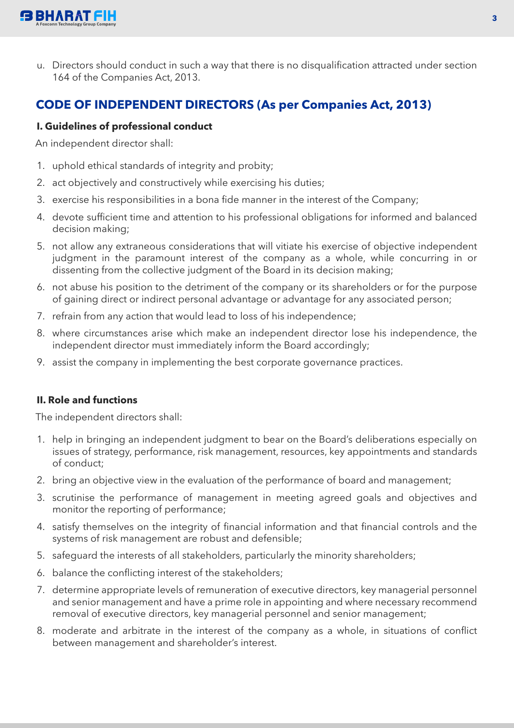u. Directors should conduct in such a way that there is no disqualification attracted under section 164 of the Companies Act, 2013.

## CODE OF INDEPENDENT DIRECTORS (As per Companies Act, 2013)

### I. Guidelines of professional conduct

An independent director shall:

1. uphold ethical standards of integrity and probity;
2. act objectively and constructively while exercising his duties;
3. exercise his responsibilities in a bona fide manner in the interest of the Company;
4. devote sufficient time and attention to his professional obligations for informed and balanced decision making;
5. not allow any extraneous considerations that will vitiate his exercise of objective independent judgment in the paramount interest of the company as a whole, while concurring in or dissenting from the collective judgment of the Board in its decision making;
6. not abuse his position to the detriment of the company or its shareholders or for the purpose of gaining direct or indirect personal advantage or advantage for any associated person;
7. refrain from any action that would lead to loss of his independence;
8. where circumstances arise which make an independent director lose his independence, the independent director must immediately inform the Board accordingly;
9. assist the company in implementing the best corporate governance practices.

### II. Role and functions

The independent directors shall:

1. help in bringing an independent judgment to bear on the Board's deliberations especially on issues of strategy, performance, risk management, resources, key appointments and standards of conduct;
2. bring an objective view in the evaluation of the performance of board and management;
3. scrutinise the performance of management in meeting agreed goals and objectives and monitor the reporting of performance;
4. satisfy themselves on the integrity of financial information and that financial controls and the systems of risk management are robust and defensible;
5. safeguard the interests of all stakeholders, particularly the minority shareholders;
6. balance the conflicting interest of the stakeholders;
7. determine appropriate levels of remuneration of executive directors, key managerial personnel and senior management and have a prime role in appointing and where necessary recommend removal of executive directors, key managerial personnel and senior management;
8. moderate and arbitrate in the interest of the company as a whole, in situations of conflict between management and shareholder's interest.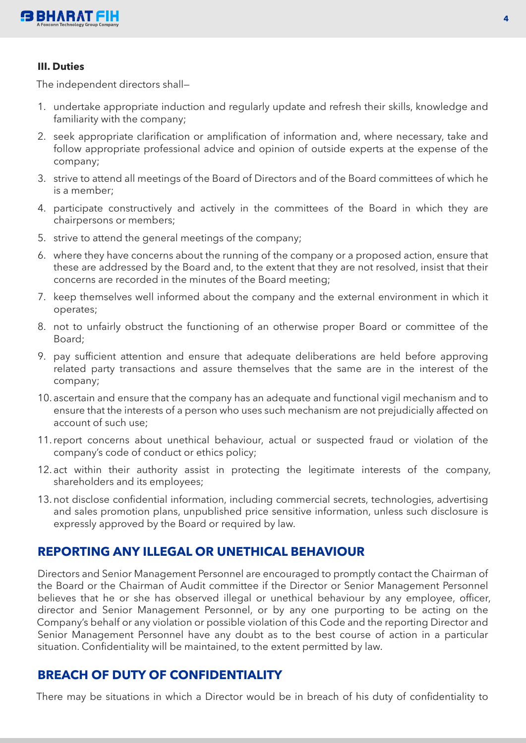**III. Duties**

The independent directors shall—

1. undertake appropriate induction and regularly update and refresh their skills, knowledge and familiarity with the company;
2. seek appropriate clarification or amplification of information and, where necessary, take and follow appropriate professional advice and opinion of outside experts at the expense of the company;
3. strive to attend all meetings of the Board of Directors and of the Board committees of which he is a member;
4. participate constructively and actively in the committees of the Board in which they are chairpersons or members;
5. strive to attend the general meetings of the company;
6. where they have concerns about the running of the company or a proposed action, ensure that these are addressed by the Board and, to the extent that they are not resolved, insist that their concerns are recorded in the minutes of the Board meeting;
7. keep themselves well informed about the company and the external environment in which it operates;
8. not to unfairly obstruct the functioning of an otherwise proper Board or committee of the Board;
9. pay sufficient attention and ensure that adequate deliberations are held before approving related party transactions and assure themselves that the same are in the interest of the company;
10. ascertain and ensure that the company has an adequate and functional vigil mechanism and to ensure that the interests of a person who uses such mechanism are not prejudicially affected on account of such use;
11. report concerns about unethical behaviour, actual or suspected fraud or violation of the company's code of conduct or ethics policy;
12. act within their authority assist in protecting the legitimate interests of the company, shareholders and its employees;
13. not disclose confidential information, including commercial secrets, technologies, advertising and sales promotion plans, unpublished price sensitive information, unless such disclosure is expressly approved by the Board or required by law.

## REPORTING ANY ILLEGAL OR UNETHICAL BEHAVIOUR

Directors and Senior Management Personnel are encouraged to promptly contact the Chairman of the Board or the Chairman of Audit committee if the Director or Senior Management Personnel believes that he or she has observed illegal or unethical behaviour by any employee, officer, director and Senior Management Personnel, or by any one purporting to be acting on the Company's behalf or any violation or possible violation of this Code and the reporting Director and Senior Management Personnel have any doubt as to the best course of action in a particular situation. Confidentiality will be maintained, to the extent permitted by law.

## BREACH OF DUTY OF CONFIDENTIALITY

There may be situations in which a Director would be in breach of his duty of confidentiality to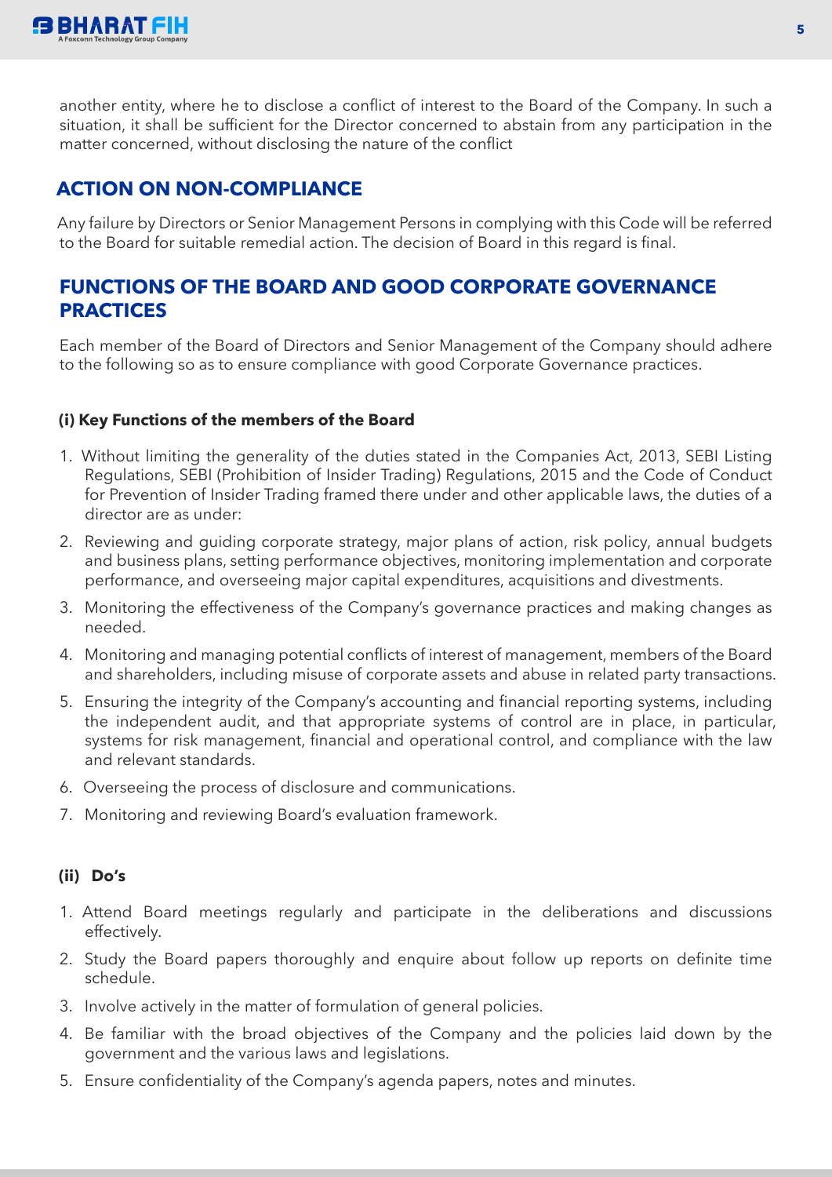another entity, where he to disclose a conflict of interest to the Board of the Company. In such a situation, it shall be sufficient for the Director concerned to abstain from any participation in the matter concerned, without disclosing the nature of the conflict

## ACTION ON NON-COMPLIANCE

Any failure by Directors or Senior Management Persons in complying with this Code will be referred to the Board for suitable remedial action. The decision of Board in this regard is final.

## FUNCTIONS OF THE BOARD AND GOOD CORPORATE GOVERNANCE PRACTICES

Each member of the Board of Directors and Senior Management of the Company should adhere to the following so as to ensure compliance with good Corporate Governance practices.

### (i) Key Functions of the members of the Board

1. Without limiting the generality of the duties stated in the Companies Act, 2013, SEBI Listing Regulations, SEBI (Prohibition of Insider Trading) Regulations, 2015 and the Code of Conduct for Prevention of Insider Trading framed there under and other applicable laws, the duties of a director are as under:
2. Reviewing and guiding corporate strategy, major plans of action, risk policy, annual budgets and business plans, setting performance objectives, monitoring implementation and corporate performance, and overseeing major capital expenditures, acquisitions and divestments.
3. Monitoring the effectiveness of the Company's governance practices and making changes as needed.
4. Monitoring and managing potential conflicts of interest of management, members of the Board and shareholders, including misuse of corporate assets and abuse in related party transactions.
5. Ensuring the integrity of the Company's accounting and financial reporting systems, including the independent audit, and that appropriate systems of control are in place, in particular, systems for risk management, financial and operational control, and compliance with the law and relevant standards.
6. Overseeing the process of disclosure and communications.
7. Monitoring and reviewing Board's evaluation framework.

### (ii) Do's

1. Attend Board meetings regularly and participate in the deliberations and discussions effectively.
2. Study the Board papers thoroughly and enquire about follow up reports on definite time schedule.
3. Involve actively in the matter of formulation of general policies.
4. Be familiar with the broad objectives of the Company and the policies laid down by the government and the various laws and legislations.
5. Ensure confidentiality of the Company's agenda papers, notes and minutes.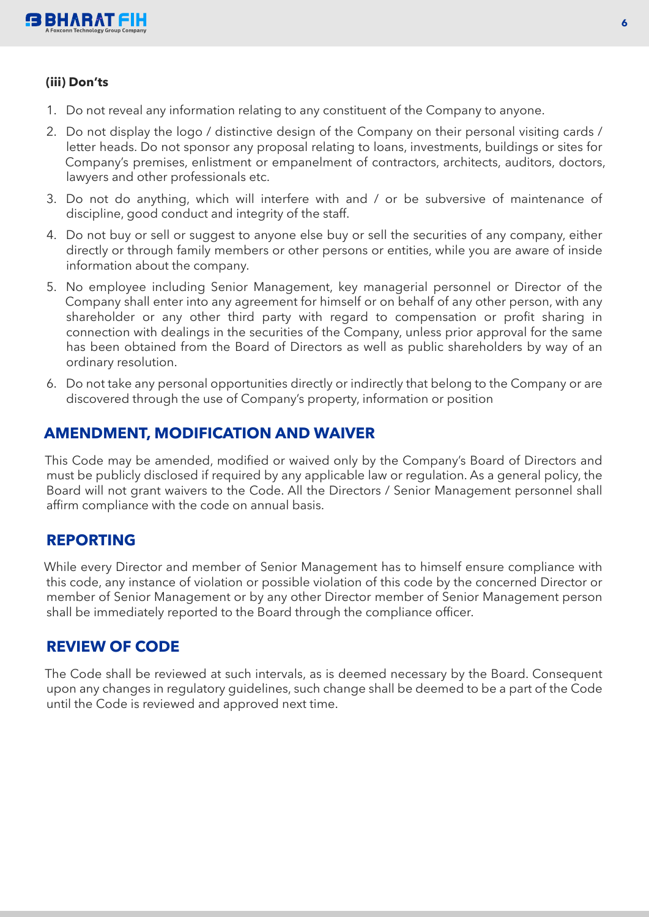#### (iii) Don'ts

1. Do not reveal any information relating to any constituent of the Company to anyone.
2. Do not display the logo / distinctive design of the Company on their personal visiting cards / letter heads. Do not sponsor any proposal relating to loans, investments, buildings or sites for Company's premises, enlistment or empanelment of contractors, architects, auditors, doctors, lawyers and other professionals etc.
3. Do not do anything, which will interfere with and / or be subversive of maintenance of discipline, good conduct and integrity of the staff.
4. Do not buy or sell or suggest to anyone else buy or sell the securities of any company, either directly or through family members or other persons or entities, while you are aware of inside information about the company.
5. No employee including Senior Management, key managerial personnel or Director of the Company shall enter into any agreement for himself or on behalf of any other person, with any shareholder or any other third party with regard to compensation or profit sharing in connection with dealings in the securities of the Company, unless prior approval for the same has been obtained from the Board of Directors as well as public shareholders by way of an ordinary resolution.
6. Do not take any personal opportunities directly or indirectly that belong to the Company or are discovered through the use of Company's property, information or position

## AMENDMENT, MODIFICATION AND WAIVER

This Code may be amended, modified or waived only by the Company's Board of Directors and must be publicly disclosed if required by any applicable law or regulation. As a general policy, the Board will not grant waivers to the Code. All the Directors / Senior Management personnel shall affirm compliance with the code on annual basis.

## REPORTING

While every Director and member of Senior Management has to himself ensure compliance with this code, any instance of violation or possible violation of this code by the concerned Director or member of Senior Management or by any other Director member of Senior Management person shall be immediately reported to the Board through the compliance officer.

## REVIEW OF CODE

The Code shall be reviewed at such intervals, as is deemed necessary by the Board. Consequent upon any changes in regulatory guidelines, such change shall be deemed to be a part of the Code until the Code is reviewed and approved next time.